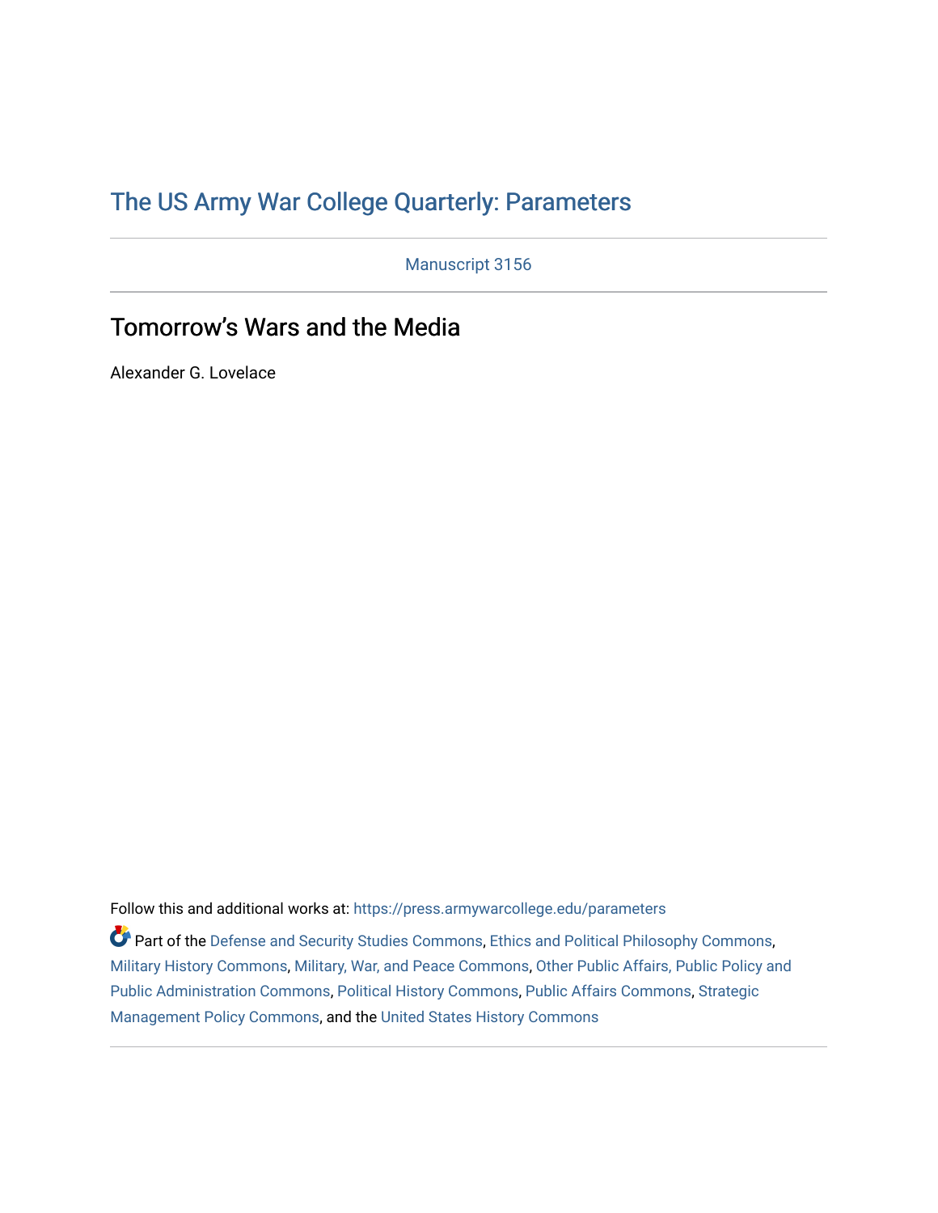# The US Army War College Quarterly: Parameters

Manuscript 3156

## Tomorrow's Wars and the Media

Alexander G. Lovelace

Follow this and additional works at: https://press.armywarcollege.edu/parameters

Part of the Defense and Security Studies Commons, Ethics and Political Philosophy Commons, Military History Commons, Military, War, and Peace Commons, Other Public Affairs, Public Policy and Public Administration Commons, Political History Commons, Public Affairs Commons, Strategic Management Policy Commons, and the United States History Commons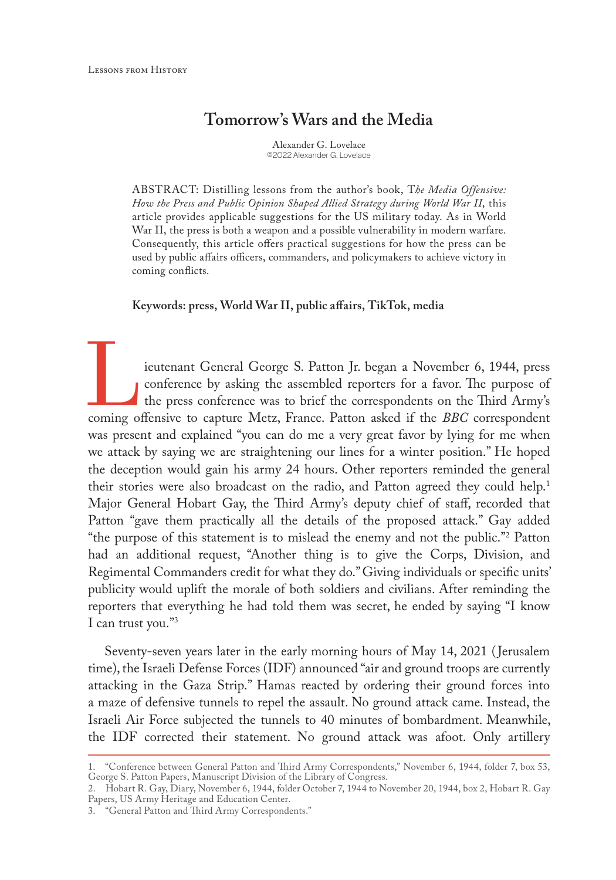# Tomorrow's Wars and the Media

Alexander G. Lovelace
©2022 Alexander G. Lovelace

ABSTRACT: Distilling lessons from the author's book, T*he Media Offensive: How the Press and Public Opinion Shaped Allied Strategy during World War II*, this article provides applicable suggestions for the US military today. As in World War II, the press is both a weapon and a possible vulnerability in modern warfare. Consequently, this article offers practical suggestions for how the press can be used by public affairs officers, commanders, and policymakers to achieve victory in coming conflicts.

**Keywords: press, World War II, public affairs, TikTok, media**

Lieutenant General George S. Patton Jr. began a November 6, 1944, press conference by asking the assembled reporters for a favor. The purpose of the press conference was to brief the correspondents on the Third Army's coming offensive to capture Metz, France. Patton asked if the *BBC* correspondent was present and explained "you can do me a very great favor by lying for me when we attack by saying we are straightening our lines for a winter position." He hoped the deception would gain his army 24 hours. Other reporters reminded the general their stories were also broadcast on the radio, and Patton agreed they could help.[1] Major General Hobart Gay, the Third Army's deputy chief of staff, recorded that Patton "gave them practically all the details of the proposed attack." Gay added "the purpose of this statement is to mislead the enemy and not the public."[2] Patton had an additional request, "Another thing is to give the Corps, Division, and Regimental Commanders credit for what they do." Giving individuals or specific units' publicity would uplift the morale of both soldiers and civilians. After reminding the reporters that everything he had told them was secret, he ended by saying "I know I can trust you."[3]

Seventy-seven years later in the early morning hours of May 14, 2021 (Jerusalem time), the Israeli Defense Forces (IDF) announced "air and ground troops are currently attacking in the Gaza Strip." Hamas reacted by ordering their ground forces into a maze of defensive tunnels to repel the assault. No ground attack came. Instead, the Israeli Air Force subjected the tunnels to 40 minutes of bombardment. Meanwhile, the IDF corrected their statement. No ground attack was afoot. Only artillery

---

1. "Conference between General Patton and Third Army Correspondents," November 6, 1944, folder 7, box 53, George S. Patton Papers, Manuscript Division of the Library of Congress.
2. Hobart R. Gay, Diary, November 6, 1944, folder October 7, 1944 to November 20, 1944, box 2, Hobart R. Gay Papers, US Army Heritage and Education Center.
3. "General Patton and Third Army Correspondents."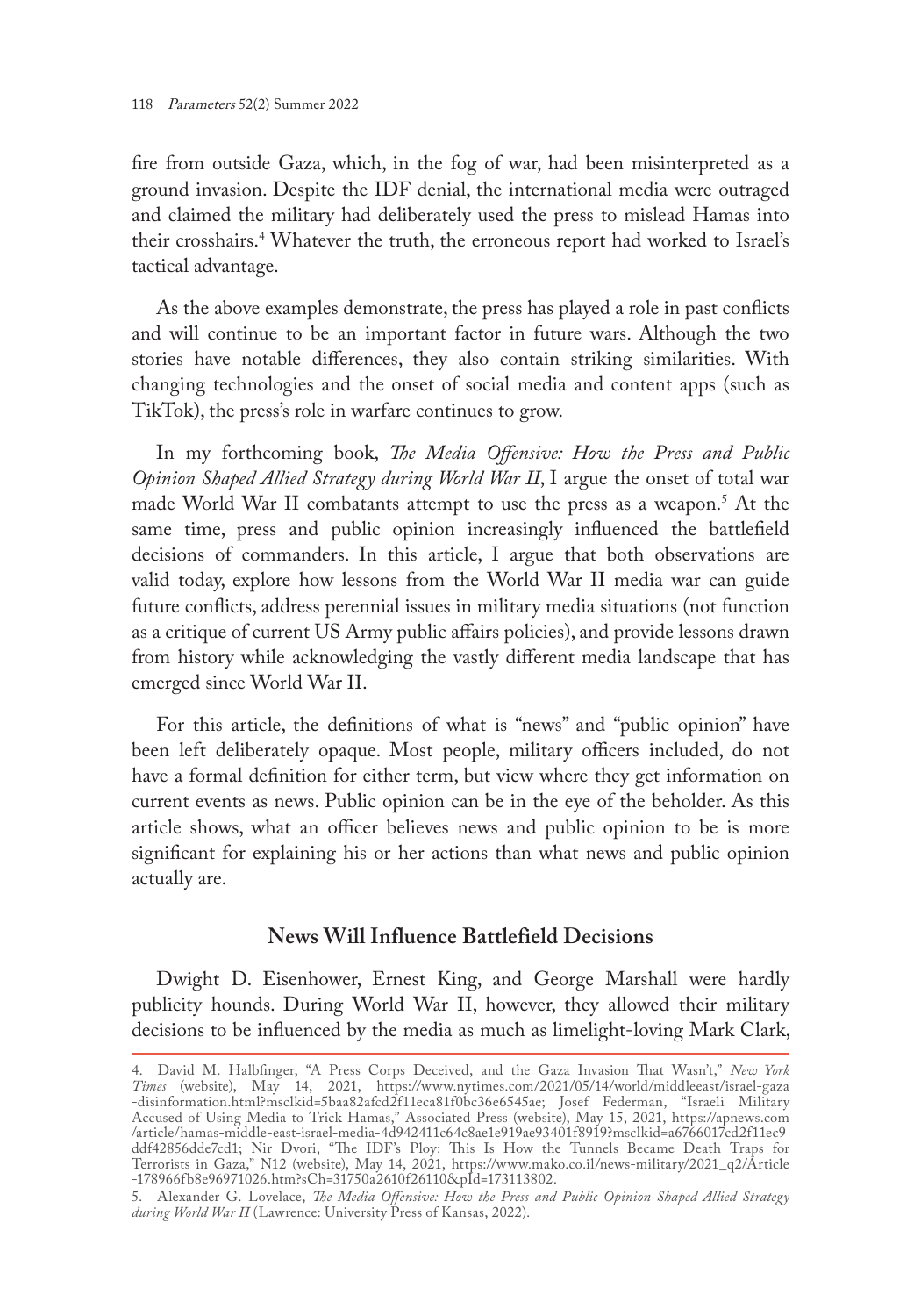fire from outside Gaza, which, in the fog of war, had been misinterpreted as a ground invasion. Despite the IDF denial, the international media were outraged and claimed the military had deliberately used the press to mislead Hamas into their crosshairs.[4] Whatever the truth, the erroneous report had worked to Israel's tactical advantage.

As the above examples demonstrate, the press has played a role in past conflicts and will continue to be an important factor in future wars. Although the two stories have notable differences, they also contain striking similarities. With changing technologies and the onset of social media and content apps (such as TikTok), the press's role in warfare continues to grow.

In my forthcoming book, *The Media Offensive: How the Press and Public Opinion Shaped Allied Strategy during World War II*, I argue the onset of total war made World War II combatants attempt to use the press as a weapon.[5] At the same time, press and public opinion increasingly influenced the battlefield decisions of commanders. In this article, I argue that both observations are valid today, explore how lessons from the World War II media war can guide future conflicts, address perennial issues in military media situations (not function as a critique of current US Army public affairs policies), and provide lessons drawn from history while acknowledging the vastly different media landscape that has emerged since World War II.

For this article, the definitions of what is "news" and "public opinion" have been left deliberately opaque. Most people, military officers included, do not have a formal definition for either term, but view where they get information on current events as news. Public opinion can be in the eye of the beholder. As this article shows, what an officer believes news and public opinion to be is more significant for explaining his or her actions than what news and public opinion actually are.

## News Will Influence Battlefield Decisions

Dwight D. Eisenhower, Ernest King, and George Marshall were hardly publicity hounds. During World War II, however, they allowed their military decisions to be influenced by the media as much as limelight-loving Mark Clark,

---

4. David M. Halbfinger, "A Press Corps Deceived, and the Gaza Invasion That Wasn't," *New York Times* (website), May 14, 2021, https://www.nytimes.com/2021/05/14/world/middleeast/israel-gaza-disinformation.html?msclkid=5baa82afcd2f11eca81f0bc36e6545ae; Josef Federman, "Israeli Military Accused of Using Media to Trick Hamas," Associated Press (website), May 15, 2021, https://apnews.com/article/hamas-middle-east-israel-media-4d942411c64c8ae1e919ae93401f8919?msclkid=a6766017cd2f11ec9ddf42856dde7cd1; Nir Dvori, "The IDF's Ploy: This Is How the Tunnels Became Death Traps for Terrorists in Gaza," N12 (website), May 14, 2021, https://www.mako.co.il/news-military/2021_q2/Article-178966fb8e96971026.htm?sCh=31750a2610f26110&pId=173113802.

5. Alexander G. Lovelace, *The Media Offensive: How the Press and Public Opinion Shaped Allied Strategy during World War II* (Lawrence: University Press of Kansas, 2022).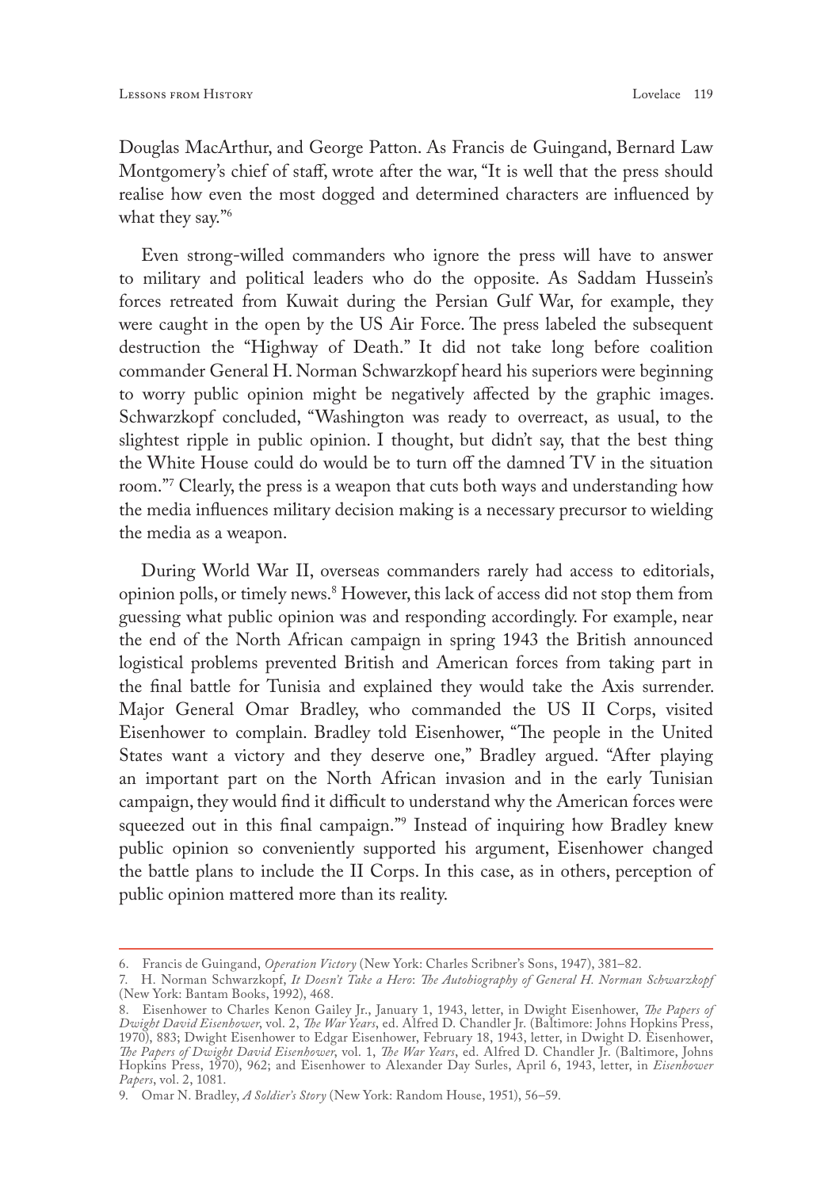Douglas MacArthur, and George Patton. As Francis de Guingand, Bernard Law Montgomery's chief of staff, wrote after the war, "It is well that the press should realise how even the most dogged and determined characters are influenced by what they say."[6]

Even strong-willed commanders who ignore the press will have to answer to military and political leaders who do the opposite. As Saddam Hussein's forces retreated from Kuwait during the Persian Gulf War, for example, they were caught in the open by the US Air Force. The press labeled the subsequent destruction the "Highway of Death." It did not take long before coalition commander General H. Norman Schwarzkopf heard his superiors were beginning to worry public opinion might be negatively affected by the graphic images. Schwarzkopf concluded, "Washington was ready to overreact, as usual, to the slightest ripple in public opinion. I thought, but didn't say, that the best thing the White House could do would be to turn off the damned TV in the situation room."[7] Clearly, the press is a weapon that cuts both ways and understanding how the media influences military decision making is a necessary precursor to wielding the media as a weapon.

During World War II, overseas commanders rarely had access to editorials, opinion polls, or timely news.[8] However, this lack of access did not stop them from guessing what public opinion was and responding accordingly. For example, near the end of the North African campaign in spring 1943 the British announced logistical problems prevented British and American forces from taking part in the final battle for Tunisia and explained they would take the Axis surrender. Major General Omar Bradley, who commanded the US II Corps, visited Eisenhower to complain. Bradley told Eisenhower, "The people in the United States want a victory and they deserve one," Bradley argued. "After playing an important part on the North African invasion and in the early Tunisian campaign, they would find it difficult to understand why the American forces were squeezed out in this final campaign."[9] Instead of inquiring how Bradley knew public opinion so conveniently supported his argument, Eisenhower changed the battle plans to include the II Corps. In this case, as in others, perception of public opinion mattered more than its reality.

---

6. Francis de Guingand, *Operation Victory* (New York: Charles Scribner's Sons, 1947), 381–82.

7. H. Norman Schwarzkopf, *It Doesn't Take a Hero*: *The Autobiography of General H. Norman Schwarzkopf* (New York: Bantam Books, 1992), 468.

8. Eisenhower to Charles Kenon Gailey Jr., January 1, 1943, letter, in Dwight Eisenhower, *The Papers of Dwight David Eisenhower*, vol. 2, *The War Years*, ed. Alfred D. Chandler Jr. (Baltimore: Johns Hopkins Press, 1970), 883; Dwight Eisenhower to Edgar Eisenhower, February 18, 1943, letter, in Dwight D. Eisenhower, *The Papers of Dwight David Eisenhower*, vol. 1, *The War Years*, ed. Alfred D. Chandler Jr. (Baltimore, Johns Hopkins Press, 1970), 962; and Eisenhower to Alexander Day Surles, April 6, 1943, letter, in *Eisenhower Papers*, vol. 2, 1081.

9. Omar N. Bradley, *A Soldier's Story* (New York: Random House, 1951), 56–59.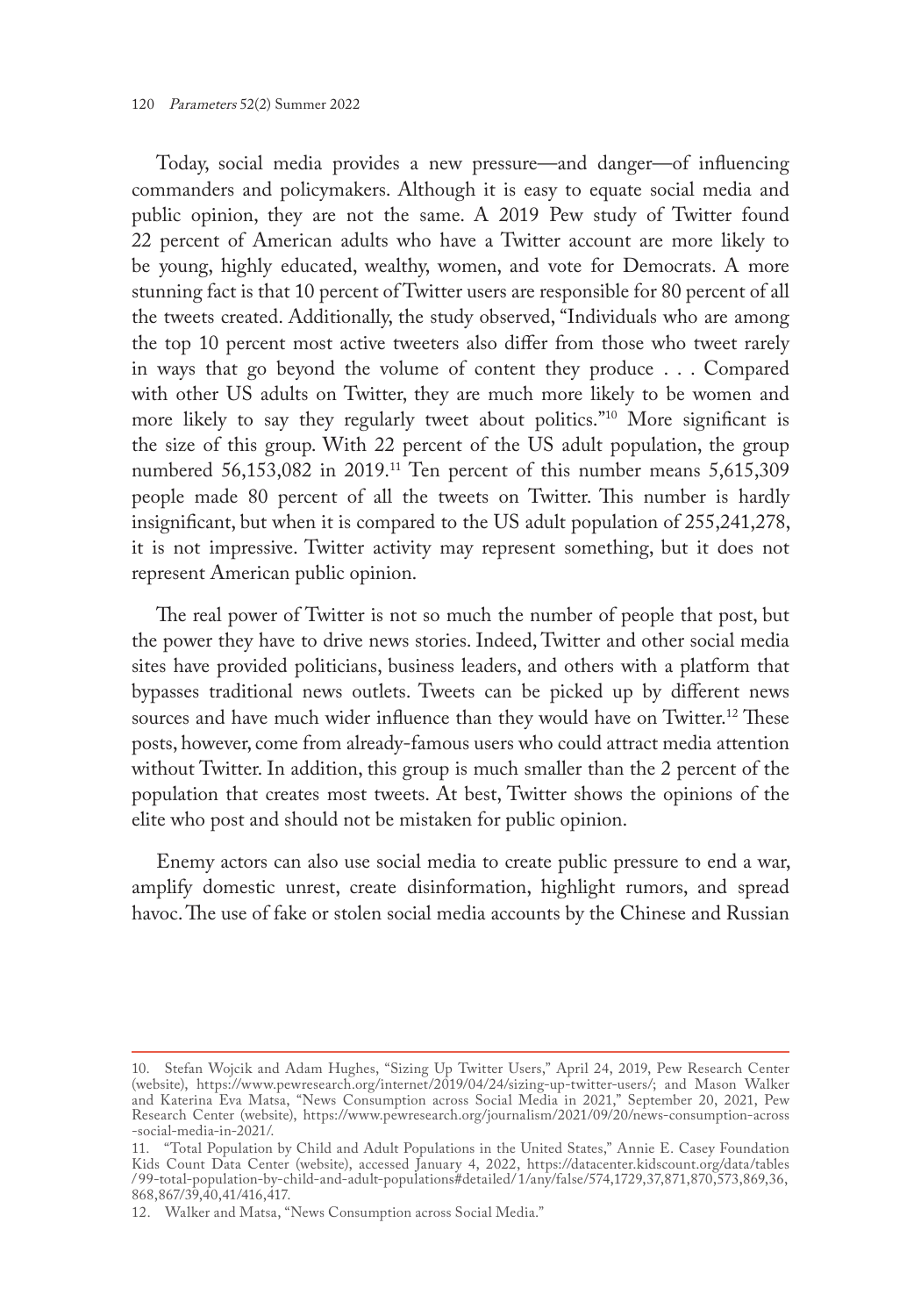Today, social media provides a new pressure—and danger—of influencing commanders and policymakers. Although it is easy to equate social media and public opinion, they are not the same. A 2019 Pew study of Twitter found 22 percent of American adults who have a Twitter account are more likely to be young, highly educated, wealthy, women, and vote for Democrats. A more stunning fact is that 10 percent of Twitter users are responsible for 80 percent of all the tweets created. Additionally, the study observed, "Individuals who are among the top 10 percent most active tweeters also differ from those who tweet rarely in ways that go beyond the volume of content they produce . . . Compared with other US adults on Twitter, they are much more likely to be women and more likely to say they regularly tweet about politics."[10] More significant is the size of this group. With 22 percent of the US adult population, the group numbered 56,153,082 in 2019.[11] Ten percent of this number means 5,615,309 people made 80 percent of all the tweets on Twitter. This number is hardly insignificant, but when it is compared to the US adult population of 255,241,278, it is not impressive. Twitter activity may represent something, but it does not represent American public opinion.

The real power of Twitter is not so much the number of people that post, but the power they have to drive news stories. Indeed, Twitter and other social media sites have provided politicians, business leaders, and others with a platform that bypasses traditional news outlets. Tweets can be picked up by different news sources and have much wider influence than they would have on Twitter.[12] These posts, however, come from already-famous users who could attract media attention without Twitter. In addition, this group is much smaller than the 2 percent of the population that creates most tweets. At best, Twitter shows the opinions of the elite who post and should not be mistaken for public opinion.

Enemy actors can also use social media to create public pressure to end a war, amplify domestic unrest, create disinformation, highlight rumors, and spread havoc. The use of fake or stolen social media accounts by the Chinese and Russian

---

10. Stefan Wojcik and Adam Hughes, "Sizing Up Twitter Users," April 24, 2019, Pew Research Center (website), https://www.pewresearch.org/internet/2019/04/24/sizing-up-twitter-users/; and Mason Walker and Katerina Eva Matsa, "News Consumption across Social Media in 2021," September 20, 2021, Pew Research Center (website), https://www.pewresearch.org/journalism/2021/09/20/news-consumption-across-social-media-in-2021/.

11. "Total Population by Child and Adult Populations in the United States," Annie E. Casey Foundation Kids Count Data Center (website), accessed January 4, 2022, https://datacenter.kidscount.org/data/tables/99-total-population-by-child-and-adult-populations#detailed/1/any/false/574,1729,37,871,870,573,869,36,868,867/39,40,41/416,417.

12. Walker and Matsa, "News Consumption across Social Media."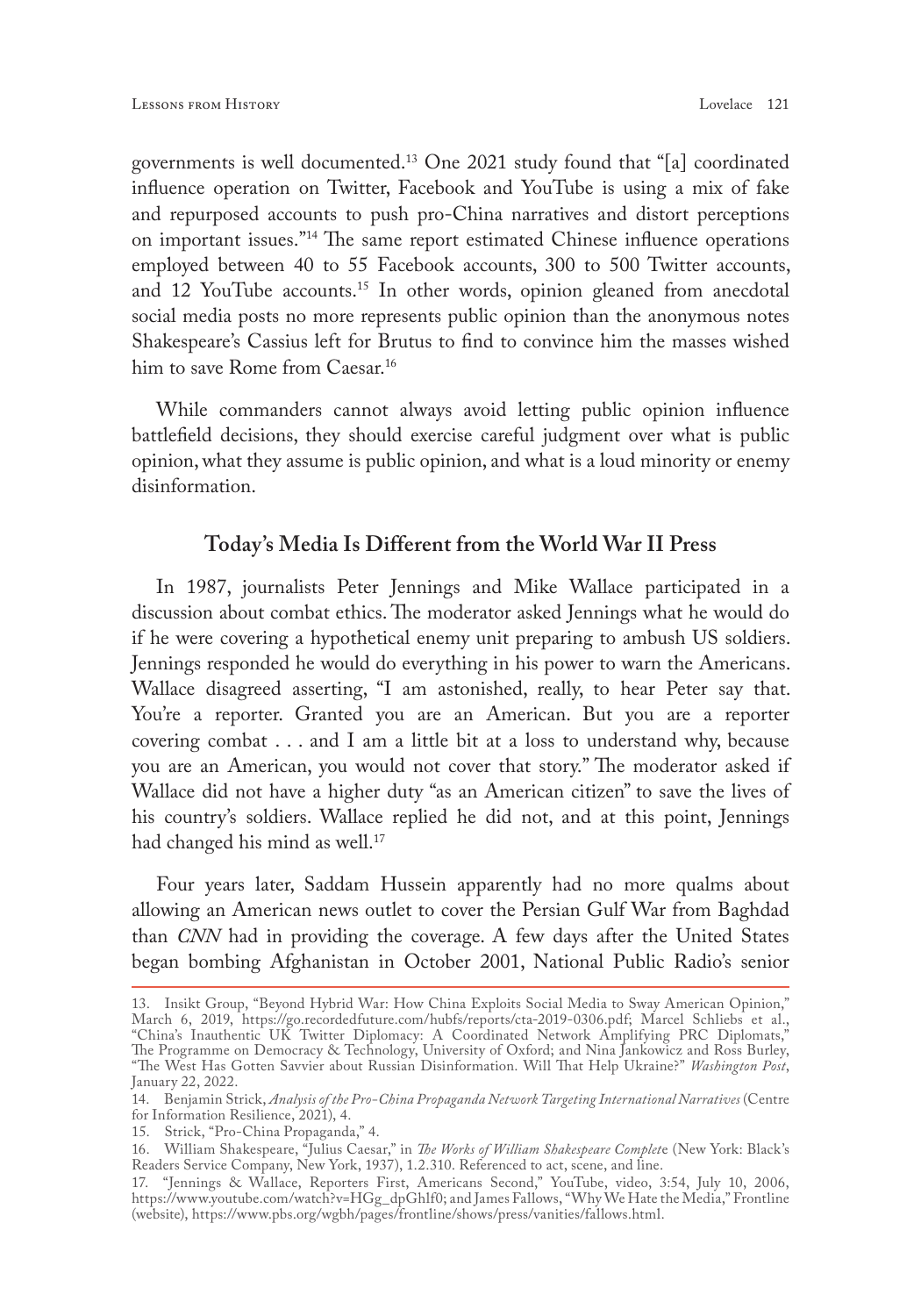governments is well documented.[13] One 2021 study found that "[a] coordinated influence operation on Twitter, Facebook and YouTube is using a mix of fake and repurposed accounts to push pro-China narratives and distort perceptions on important issues."[14] The same report estimated Chinese influence operations employed between 40 to 55 Facebook accounts, 300 to 500 Twitter accounts, and 12 YouTube accounts.[15] In other words, opinion gleaned from anecdotal social media posts no more represents public opinion than the anonymous notes Shakespeare's Cassius left for Brutus to find to convince him the masses wished him to save Rome from Caesar.[16]

While commanders cannot always avoid letting public opinion influence battlefield decisions, they should exercise careful judgment over what is public opinion, what they assume is public opinion, and what is a loud minority or enemy disinformation.

## Today's Media Is Different from the World War II Press

In 1987, journalists Peter Jennings and Mike Wallace participated in a discussion about combat ethics. The moderator asked Jennings what he would do if he were covering a hypothetical enemy unit preparing to ambush US soldiers. Jennings responded he would do everything in his power to warn the Americans. Wallace disagreed asserting, "I am astonished, really, to hear Peter say that. You're a reporter. Granted you are an American. But you are a reporter covering combat . . . and I am a little bit at a loss to understand why, because you are an American, you would not cover that story." The moderator asked if Wallace did not have a higher duty "as an American citizen" to save the lives of his country's soldiers. Wallace replied he did not, and at this point, Jennings had changed his mind as well.[17]

Four years later, Saddam Hussein apparently had no more qualms about allowing an American news outlet to cover the Persian Gulf War from Baghdad than *CNN* had in providing the coverage. A few days after the United States began bombing Afghanistan in October 2001, National Public Radio's senior

---

13. Insikt Group, "Beyond Hybrid War: How China Exploits Social Media to Sway American Opinion," March 6, 2019, https://go.recordedfuture.com/hubfs/reports/cta-2019-0306.pdf; Marcel Schliebs et al., "China's Inauthentic UK Twitter Diplomacy: A Coordinated Network Amplifying PRC Diplomats," The Programme on Democracy & Technology, University of Oxford; and Nina Jankowicz and Ross Burley, "The West Has Gotten Savvier about Russian Disinformation. Will That Help Ukraine?" *Washington Post*, January 22, 2022.

14. Benjamin Strick, *Analysis of the Pro-China Propaganda Network Targeting International Narratives* (Centre for Information Resilience, 2021), 4.

15. Strick, "Pro-China Propaganda," 4.

16. William Shakespeare, "Julius Caesar," in *The Works of William Shakespeare Complete* (New York: Black's Readers Service Company, New York, 1937), 1.2.310. Referenced to act, scene, and line.

17. "Jennings & Wallace, Reporters First, Americans Second," YouTube, video, 3:54, July 10, 2006, https://www.youtube.com/watch?v=HGg_dpGhlf0; and James Fallows, "Why We Hate the Media," Frontline (website), https://www.pbs.org/wgbh/pages/frontline/shows/press/vanities/fallows.html.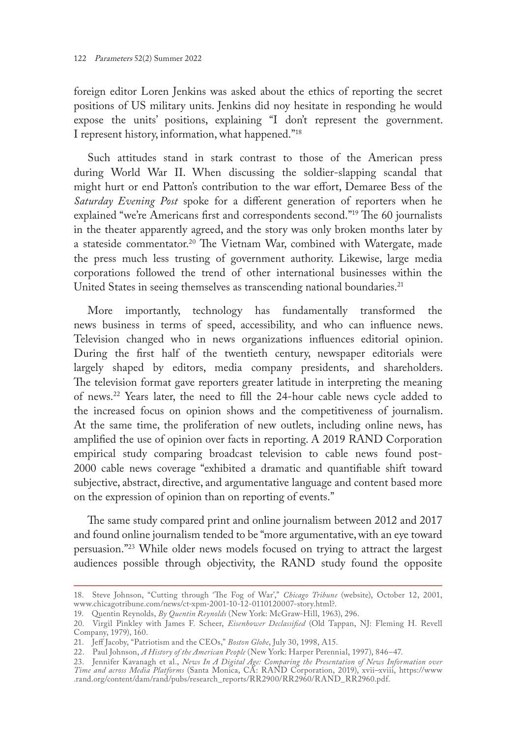foreign editor Loren Jenkins was asked about the ethics of reporting the secret positions of US military units. Jenkins did noy hesitate in responding he would expose the units' positions, explaining "I don't represent the government. I represent history, information, what happened."[18]

Such attitudes stand in stark contrast to those of the American press during World War II. When discussing the soldier-slapping scandal that might hurt or end Patton's contribution to the war effort, Demaree Bess of the *Saturday Evening Post* spoke for a different generation of reporters when he explained "we're Americans first and correspondents second."[19] The 60 journalists in the theater apparently agreed, and the story was only broken months later by a stateside commentator.[20] The Vietnam War, combined with Watergate, made the press much less trusting of government authority. Likewise, large media corporations followed the trend of other international businesses within the United States in seeing themselves as transcending national boundaries.[21]

More importantly, technology has fundamentally transformed the news business in terms of speed, accessibility, and who can influence news. Television changed who in news organizations influences editorial opinion. During the first half of the twentieth century, newspaper editorials were largely shaped by editors, media company presidents, and shareholders. The television format gave reporters greater latitude in interpreting the meaning of news.[22] Years later, the need to fill the 24-hour cable news cycle added to the increased focus on opinion shows and the competitiveness of journalism. At the same time, the proliferation of new outlets, including online news, has amplified the use of opinion over facts in reporting. A 2019 RAND Corporation empirical study comparing broadcast television to cable news found post-2000 cable news coverage "exhibited a dramatic and quantifiable shift toward subjective, abstract, directive, and argumentative language and content based more on the expression of opinion than on reporting of events."

The same study compared print and online journalism between 2012 and 2017 and found online journalism tended to be "more argumentative, with an eye toward persuasion."[23] While older news models focused on trying to attract the largest audiences possible through objectivity, the RAND study found the opposite

---

18. Steve Johnson, "Cutting through 'The Fog of War'," *Chicago Tribune* (website), October 12, 2001, www.chicagotribune.com/news/ct-xpm-2001-10-12-0110120007-story.html?.
19. Quentin Reynolds, *By Quentin Reynolds* (New York: McGraw-Hill, 1963), 296.
20. Virgil Pinkley with James F. Scheer, *Eisenhower Declassified* (Old Tappan, NJ: Fleming H. Revell Company, 1979), 160.
21. Jeff Jacoby, "Patriotism and the CEOs," *Boston Globe*, July 30, 1998, A15.
22. Paul Johnson, *A History of the American People* (New York: Harper Perennial, 1997), 846–47.
23. Jennifer Kavanagh et al., *News In A Digital Age: Comparing the Presentation of News Information over Time and across Media Platforms* (Santa Monica, CA: RAND Corporation, 2019), xvii–xviii, https://www.rand.org/content/dam/rand/pubs/research_reports/RR2900/RR2960/RAND_RR2960.pdf.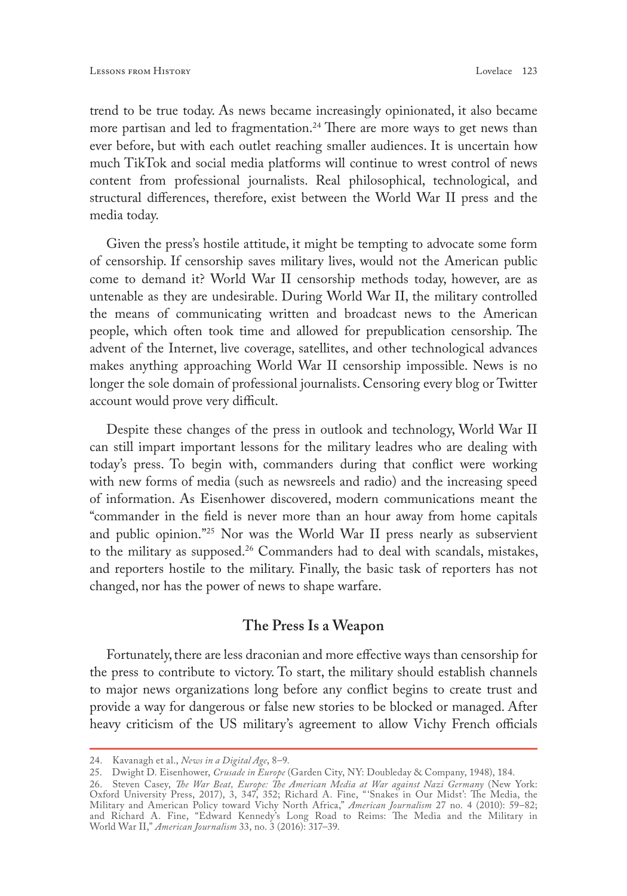trend to be true today. As news became increasingly opinionated, it also became more partisan and led to fragmentation.[24] There are more ways to get news than ever before, but with each outlet reaching smaller audiences. It is uncertain how much TikTok and social media platforms will continue to wrest control of news content from professional journalists. Real philosophical, technological, and structural differences, therefore, exist between the World War II press and the media today.

Given the press's hostile attitude, it might be tempting to advocate some form of censorship. If censorship saves military lives, would not the American public come to demand it? World War II censorship methods today, however, are as untenable as they are undesirable. During World War II, the military controlled the means of communicating written and broadcast news to the American people, which often took time and allowed for prepublication censorship. The advent of the Internet, live coverage, satellites, and other technological advances makes anything approaching World War II censorship impossible. News is no longer the sole domain of professional journalists. Censoring every blog or Twitter account would prove very difficult.

Despite these changes of the press in outlook and technology, World War II can still impart important lessons for the military leadres who are dealing with today's press. To begin with, commanders during that conflict were working with new forms of media (such as newsreels and radio) and the increasing speed of information. As Eisenhower discovered, modern communications meant the "commander in the field is never more than an hour away from home capitals and public opinion."[25] Nor was the World War II press nearly as subservient to the military as supposed.[26] Commanders had to deal with scandals, mistakes, and reporters hostile to the military. Finally, the basic task of reporters has not changed, nor has the power of news to shape warfare.

## The Press Is a Weapon

Fortunately, there are less draconian and more effective ways than censorship for the press to contribute to victory. To start, the military should establish channels to major news organizations long before any conflict begins to create trust and provide a way for dangerous or false new stories to be blocked or managed. After heavy criticism of the US military's agreement to allow Vichy French officials

---

24. Kavanagh et al., *News in a Digital Age*, 8–9.
25. Dwight D. Eisenhower, *Crusade in Europe* (Garden City, NY: Doubleday & Company, 1948), 184.
26. Steven Casey, *The War Beat, Europe: The American Media at War against Nazi Germany* (New York: Oxford University Press, 2017), 3, 347, 352; Richard A. Fine, "'Snakes in Our Midst': The Media, the Military and American Policy toward Vichy North Africa," *American Journalism* 27 no. 4 (2010): 59–82; and Richard A. Fine, "Edward Kennedy's Long Road to Reims: The Media and the Military in World War II," *American Journalism* 33, no. 3 (2016): 317–39.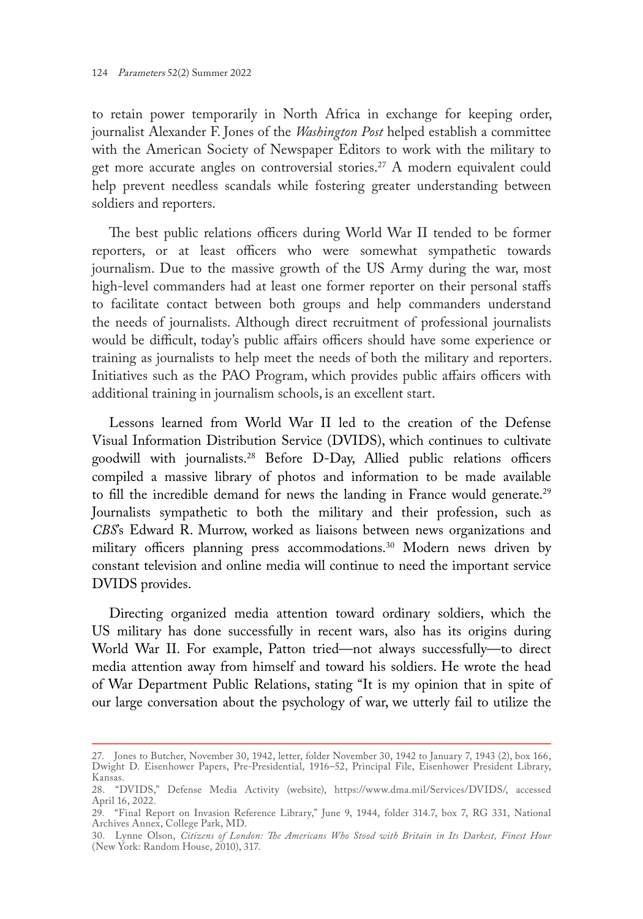to retain power temporarily in North Africa in exchange for keeping order, journalist Alexander F. Jones of the *Washington Post* helped establish a committee with the American Society of Newspaper Editors to work with the military to get more accurate angles on controversial stories.[27] A modern equivalent could help prevent needless scandals while fostering greater understanding between soldiers and reporters.

The best public relations officers during World War II tended to be former reporters, or at least officers who were somewhat sympathetic towards journalism. Due to the massive growth of the US Army during the war, most high-level commanders had at least one former reporter on their personal staffs to facilitate contact between both groups and help commanders understand the needs of journalists. Although direct recruitment of professional journalists would be difficult, today's public affairs officers should have some experience or training as journalists to help meet the needs of both the military and reporters. Initiatives such as the PAO Program, which provides public affairs officers with additional training in journalism schools, is an excellent start.

Lessons learned from World War II led to the creation of the Defense Visual Information Distribution Service (DVIDS), which continues to cultivate goodwill with journalists.[28] Before D-Day, Allied public relations officers compiled a massive library of photos and information to be made available to fill the incredible demand for news the landing in France would generate.[29] Journalists sympathetic to both the military and their profession, such as *CBS*'s Edward R. Murrow, worked as liaisons between news organizations and military officers planning press accommodations.[30] Modern news driven by constant television and online media will continue to need the important service DVIDS provides.

Directing organized media attention toward ordinary soldiers, which the US military has done successfully in recent wars, also has its origins during World War II. For example, Patton tried—not always successfully—to direct media attention away from himself and toward his soldiers. He wrote the head of War Department Public Relations, stating "It is my opinion that in spite of our large conversation about the psychology of war, we utterly fail to utilize the

---

27. Jones to Butcher, November 30, 1942, letter, folder November 30, 1942 to January 7, 1943 (2), box 166, Dwight D. Eisenhower Papers, Pre-Presidential, 1916–52, Principal File, Eisenhower President Library, Kansas.

28. "DVIDS," Defense Media Activity (website), https://www.dma.mil/Services/DVIDS/, accessed April 16, 2022.

29. "Final Report on Invasion Reference Library," June 9, 1944, folder 314.7, box 7, RG 331, National Archives Annex, College Park, MD.

30. Lynne Olson, *Citizens of London: The Americans Who Stood with Britain in Its Darkest, Finest Hour* (New York: Random House, 2010), 317.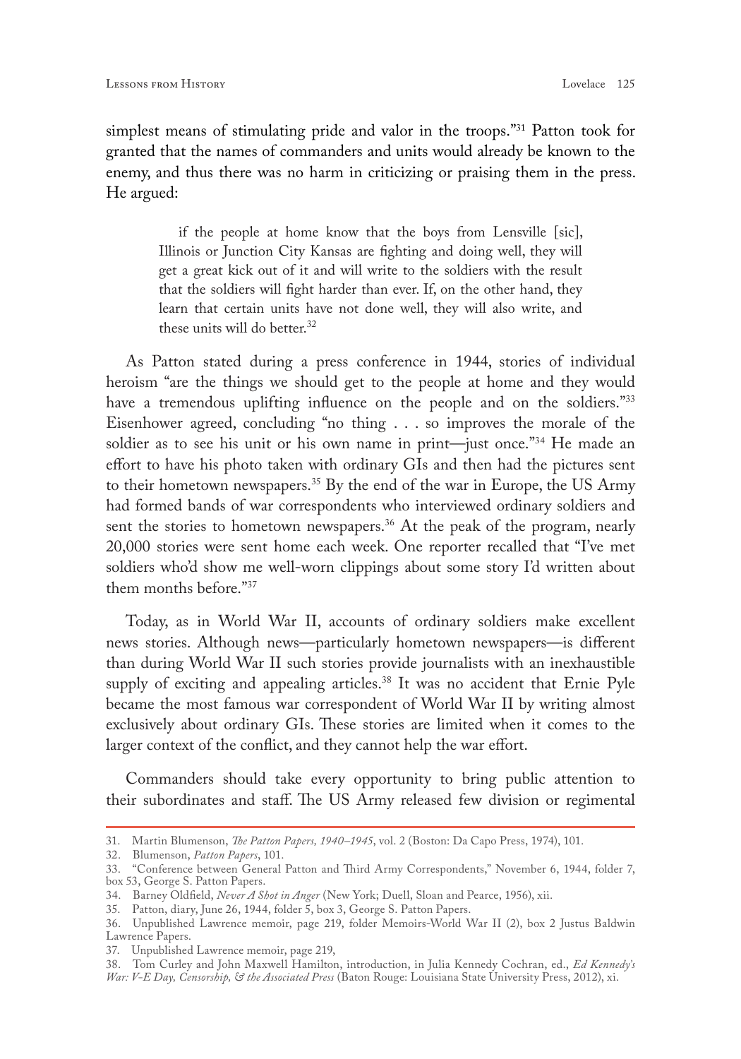simplest means of stimulating pride and valor in the troops."[31] Patton took for granted that the names of commanders and units would already be known to the enemy, and thus there was no harm in criticizing or praising them in the press. He argued:

> if the people at home know that the boys from Lensville [sic], Illinois or Junction City Kansas are fighting and doing well, they will get a great kick out of it and will write to the soldiers with the result that the soldiers will fight harder than ever. If, on the other hand, they learn that certain units have not done well, they will also write, and these units will do better.[32]

As Patton stated during a press conference in 1944, stories of individual heroism "are the things we should get to the people at home and they would have a tremendous uplifting influence on the people and on the soldiers."[33] Eisenhower agreed, concluding "no thing . . . so improves the morale of the soldier as to see his unit or his own name in print—just once."[34] He made an effort to have his photo taken with ordinary GIs and then had the pictures sent to their hometown newspapers.[35] By the end of the war in Europe, the US Army had formed bands of war correspondents who interviewed ordinary soldiers and sent the stories to hometown newspapers.[36] At the peak of the program, nearly 20,000 stories were sent home each week. One reporter recalled that "I've met soldiers who'd show me well-worn clippings about some story I'd written about them months before."[37]

Today, as in World War II, accounts of ordinary soldiers make excellent news stories. Although news—particularly hometown newspapers—is different than during World War II such stories provide journalists with an inexhaustible supply of exciting and appealing articles.[38] It was no accident that Ernie Pyle became the most famous war correspondent of World War II by writing almost exclusively about ordinary GIs. These stories are limited when it comes to the larger context of the conflict, and they cannot help the war effort.

Commanders should take every opportunity to bring public attention to their subordinates and staff. The US Army released few division or regimental

---

31. Martin Blumenson, *The Patton Papers, 1940–1945*, vol. 2 (Boston: Da Capo Press, 1974), 101.
32. Blumenson, *Patton Papers*, 101.
33. "Conference between General Patton and Third Army Correspondents," November 6, 1944, folder 7, box 53, George S. Patton Papers.
34. Barney Oldfield, *Never A Shot in Anger* (New York; Duell, Sloan and Pearce, 1956), xii.
35. Patton, diary, June 26, 1944, folder 5, box 3, George S. Patton Papers.
36. Unpublished Lawrence memoir, page 219, folder Memoirs-World War II (2), box 2 Justus Baldwin Lawrence Papers.
37. Unpublished Lawrence memoir, page 219,
38. Tom Curley and John Maxwell Hamilton, introduction, in Julia Kennedy Cochran, ed., *Ed Kennedy's War: V-E Day, Censorship, & the Associated Press* (Baton Rouge: Louisiana State University Press, 2012), xi.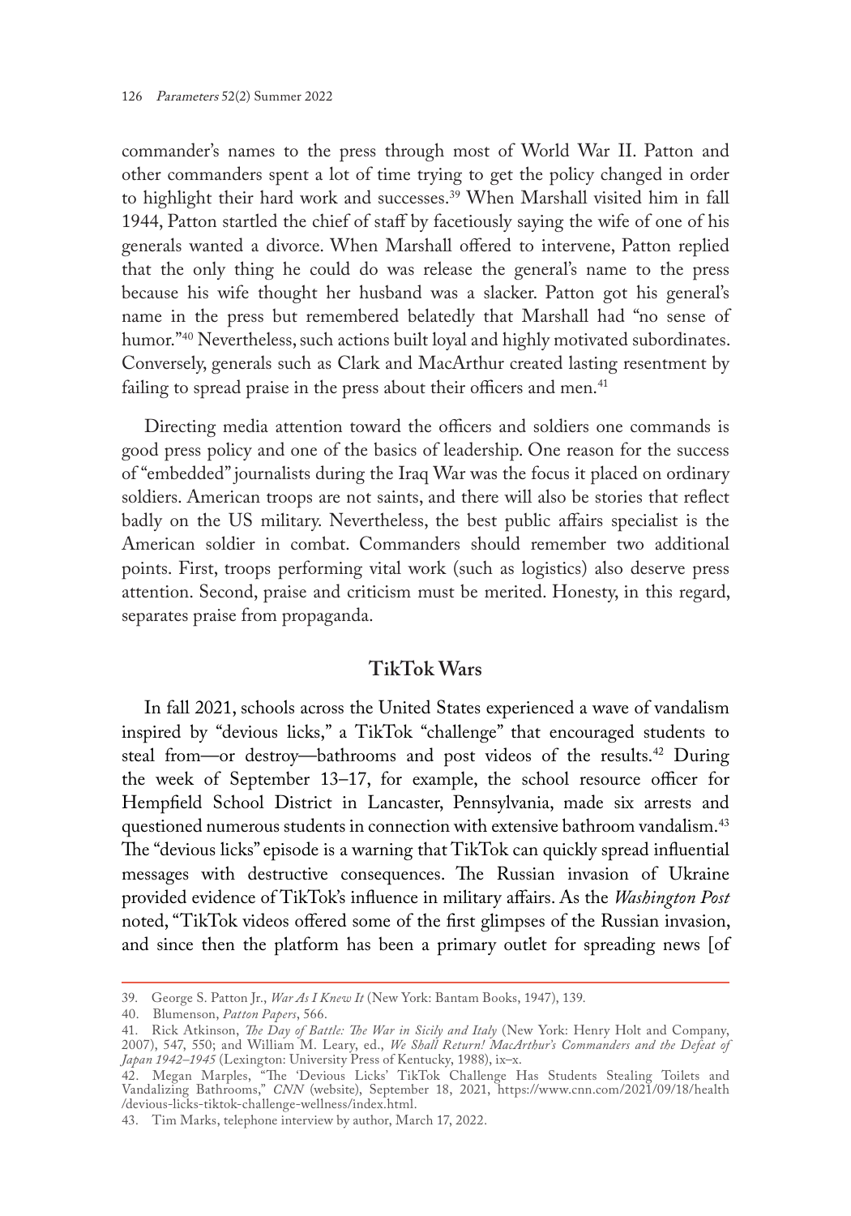commander's names to the press through most of World War II. Patton and other commanders spent a lot of time trying to get the policy changed in order to highlight their hard work and successes.[39] When Marshall visited him in fall 1944, Patton startled the chief of staff by facetiously saying the wife of one of his generals wanted a divorce. When Marshall offered to intervene, Patton replied that the only thing he could do was release the general's name to the press because his wife thought her husband was a slacker. Patton got his general's name in the press but remembered belatedly that Marshall had "no sense of humor."[40] Nevertheless, such actions built loyal and highly motivated subordinates. Conversely, generals such as Clark and MacArthur created lasting resentment by failing to spread praise in the press about their officers and men.[41]

Directing media attention toward the officers and soldiers one commands is good press policy and one of the basics of leadership. One reason for the success of "embedded" journalists during the Iraq War was the focus it placed on ordinary soldiers. American troops are not saints, and there will also be stories that reflect badly on the US military. Nevertheless, the best public affairs specialist is the American soldier in combat. Commanders should remember two additional points. First, troops performing vital work (such as logistics) also deserve press attention. Second, praise and criticism must be merited. Honesty, in this regard, separates praise from propaganda.

## TikTok Wars

In fall 2021, schools across the United States experienced a wave of vandalism inspired by "devious licks," a TikTok "challenge" that encouraged students to steal from—or destroy—bathrooms and post videos of the results.[42] During the week of September 13–17, for example, the school resource officer for Hempfield School District in Lancaster, Pennsylvania, made six arrests and questioned numerous students in connection with extensive bathroom vandalism.[43] The "devious licks" episode is a warning that TikTok can quickly spread influential messages with destructive consequences. The Russian invasion of Ukraine provided evidence of TikTok's influence in military affairs. As the *Washington Post* noted, "TikTok videos offered some of the first glimpses of the Russian invasion, and since then the platform has been a primary outlet for spreading news [of

---

39. George S. Patton Jr., *War As I Knew It* (New York: Bantam Books, 1947), 139.

40. Blumenson, *Patton Papers*, 566.

41. Rick Atkinson, *The Day of Battle: The War in Sicily and Italy* (New York: Henry Holt and Company, 2007), 547, 550; and William M. Leary, ed., *We Shall Return! MacArthur's Commanders and the Defeat of Japan 1942–1945* (Lexington: University Press of Kentucky, 1988), ix–x.

42. Megan Marples, "The 'Devious Licks' TikTok Challenge Has Students Stealing Toilets and Vandalizing Bathrooms," *CNN* (website), September 18, 2021, https://www.cnn.com/2021/09/18/health/devious-licks-tiktok-challenge-wellness/index.html.

43. Tim Marks, telephone interview by author, March 17, 2022.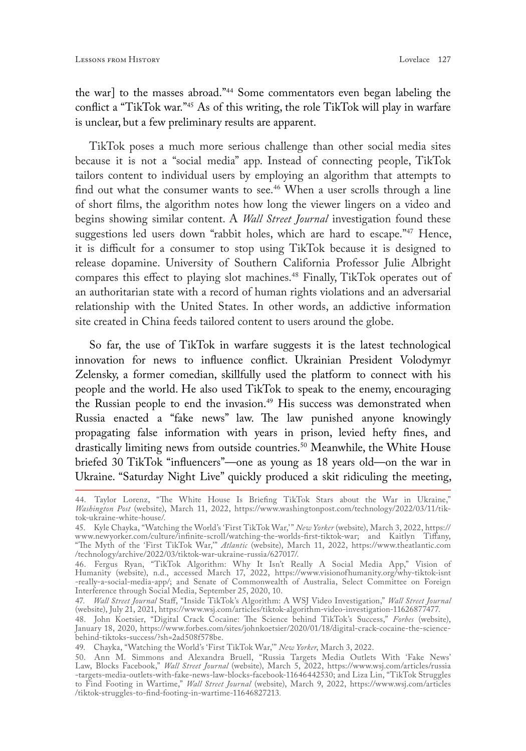the war] to the masses abroad."[44] Some commentators even began labeling the conflict a "TikTok war."[45] As of this writing, the role TikTok will play in warfare is unclear, but a few preliminary results are apparent.

TikTok poses a much more serious challenge than other social media sites because it is not a "social media" app. Instead of connecting people, TikTok tailors content to individual users by employing an algorithm that attempts to find out what the consumer wants to see.[46] When a user scrolls through a line of short films, the algorithm notes how long the viewer lingers on a video and begins showing similar content. A *Wall Street Journal* investigation found these suggestions led users down "rabbit holes, which are hard to escape."[47] Hence, it is difficult for a consumer to stop using TikTok because it is designed to release dopamine. University of Southern California Professor Julie Albright compares this effect to playing slot machines.[48] Finally, TikTok operates out of an authoritarian state with a record of human rights violations and an adversarial relationship with the United States. In other words, an addictive information site created in China feeds tailored content to users around the globe.

So far, the use of TikTok in warfare suggests it is the latest technological innovation for news to influence conflict. Ukrainian President Volodymyr Zelensky, a former comedian, skillfully used the platform to connect with his people and the world. He also used TikTok to speak to the enemy, encouraging the Russian people to end the invasion.[49] His success was demonstrated when Russia enacted a "fake news" law. The law punished anyone knowingly propagating false information with years in prison, levied hefty fines, and drastically limiting news from outside countries.[50] Meanwhile, the White House briefed 30 TikTok "influencers"—one as young as 18 years old—on the war in Ukraine. "Saturday Night Live" quickly produced a skit ridiculing the meeting,

---

44. Taylor Lorenz, "The White House Is Briefing TikTok Stars about the War in Ukraine," *Washington Post* (website), March 11, 2022, https://www.washingtonpost.com/technology/2022/03/11/tik-tok-ukraine-white-house/.

45. Kyle Chayka, "Watching the World's 'First TikTok War,'" *New Yorker* (website), March 3, 2022, https://www.newyorker.com/culture/infinite-scroll/watching-the-worlds-first-tiktok-war; and Kaitlyn Tiffany, "The Myth of the 'First TikTok War,'" *Atlantic* (website), March 11, 2022, https://www.theatlantic.com/technology/archive/2022/03/tiktok-war-ukraine-russia/627017/.

46. Fergus Ryan, "TikTok Algorithm: Why It Isn't Really A Social Media App," Vision of Humanity (website), n.d., accessed March 17, 2022, https://www.visionofhumanity.org/why-tiktok-isnt-really-a-social-media-app/; and Senate of Commonwealth of Australia, Select Committee on Foreign Interference through Social Media, September 25, 2020, 10.

47. *Wall Street Journal* Staff, "Inside TikTok's Algorithm: A WSJ Video Investigation," *Wall Street Journal* (website), July 21, 2021, https://www.wsj.com/articles/tiktok-algorithm-video-investigation-11626877477.

48. John Koetsier, "Digital Crack Cocaine: The Science behind TikTok's Success," *Forbes* (website), January 18, 2020, https://www.forbes.com/sites/johnkoetsier/2020/01/18/digital-crack-cocaine-the-science-behind-tiktoks-success/?sh=2ad508f578be.

49. Chayka, "Watching the World's 'First TikTok War,'" *New Yorker*, March 3, 2022.

50. Ann M. Simmons and Alexandra Bruell, "Russia Targets Media Outlets With 'Fake News' Law, Blocks Facebook," *Wall Street Journal* (website), March 5, 2022, https://www.wsj.com/articles/russia-targets-media-outlets-with-fake-news-law-blocks-facebook-11646442530; and Liza Lin, "TikTok Struggles to Find Footing in Wartime," *Wall Street Journal* (website), March 9, 2022, https://www.wsj.com/articles/tiktok-struggles-to-find-footing-in-wartime-11646827213.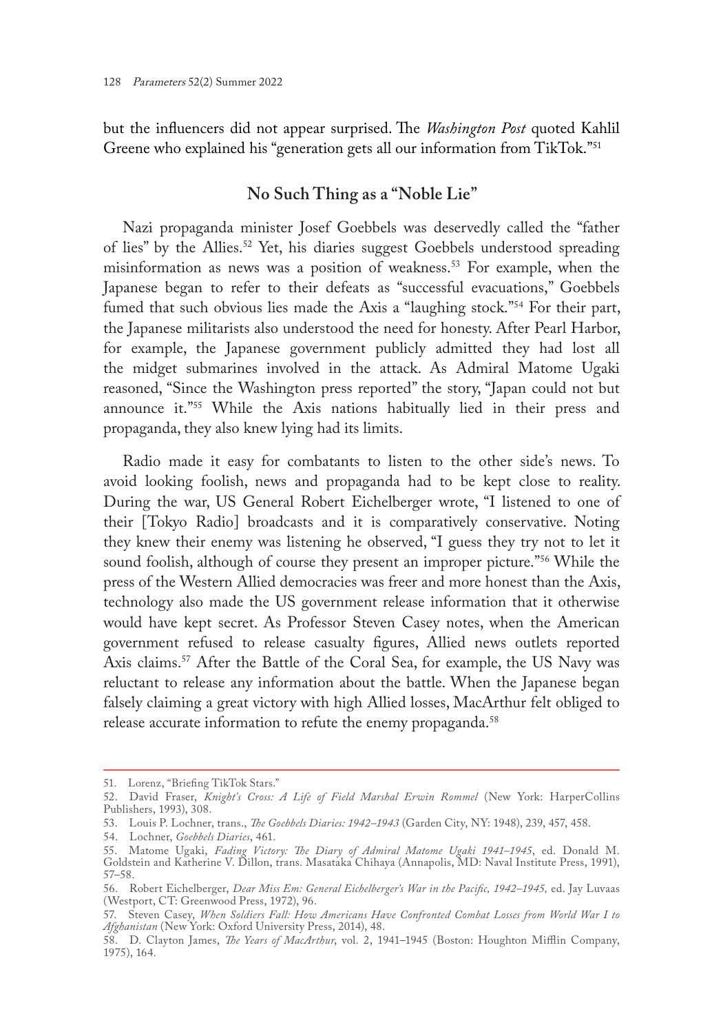but the influencers did not appear surprised. The *Washington Post* quoted Kahlil Greene who explained his "generation gets all our information from TikTok."[51]

## No Such Thing as a "Noble Lie"

Nazi propaganda minister Josef Goebbels was deservedly called the "father of lies" by the Allies.[52] Yet, his diaries suggest Goebbels understood spreading misinformation as news was a position of weakness.[53] For example, when the Japanese began to refer to their defeats as "successful evacuations," Goebbels fumed that such obvious lies made the Axis a "laughing stock."[54] For their part, the Japanese militarists also understood the need for honesty. After Pearl Harbor, for example, the Japanese government publicly admitted they had lost all the midget submarines involved in the attack. As Admiral Matome Ugaki reasoned, "Since the Washington press reported" the story, "Japan could not but announce it."[55] While the Axis nations habitually lied in their press and propaganda, they also knew lying had its limits.

Radio made it easy for combatants to listen to the other side's news. To avoid looking foolish, news and propaganda had to be kept close to reality. During the war, US General Robert Eichelberger wrote, "I listened to one of their [Tokyo Radio] broadcasts and it is comparatively conservative. Noting they knew their enemy was listening he observed, "I guess they try not to let it sound foolish, although of course they present an improper picture."[56] While the press of the Western Allied democracies was freer and more honest than the Axis, technology also made the US government release information that it otherwise would have kept secret. As Professor Steven Casey notes, when the American government refused to release casualty figures, Allied news outlets reported Axis claims.[57] After the Battle of the Coral Sea, for example, the US Navy was reluctant to release any information about the battle. When the Japanese began falsely claiming a great victory with high Allied losses, MacArthur felt obliged to release accurate information to refute the enemy propaganda.[58]

---

51. Lorenz, "Briefing TikTok Stars."
52. David Fraser, *Knight's Cross: A Life of Field Marshal Erwin Rommel* (New York: HarperCollins Publishers, 1993), 308.
53. Louis P. Lochner, trans., *The Goebbels Diaries: 1942–1943* (Garden City, NY: 1948), 239, 457, 458.
54. Lochner, *Goebbels Diaries*, 461.
55. Matome Ugaki, *Fading Victory: The Diary of Admiral Matome Ugaki 1941–1945*, ed. Donald M. Goldstein and Katherine V. Dillon, trans. Masataka Chihaya (Annapolis, MD: Naval Institute Press, 1991), 57–58.
56. Robert Eichelberger, *Dear Miss Em: General Eichelberger's War in the Pacific, 1942–1945,* ed. Jay Luvaas (Westport, CT: Greenwood Press, 1972), 96.
57. Steven Casey, *When Soldiers Fall: How Americans Have Confronted Combat Losses from World War I to Afghanistan* (New York: Oxford University Press, 2014), 48.
58. D. Clayton James, *The Years of MacArthur*, vol. 2, 1941–1945 (Boston: Houghton Mifflin Company, 1975), 164.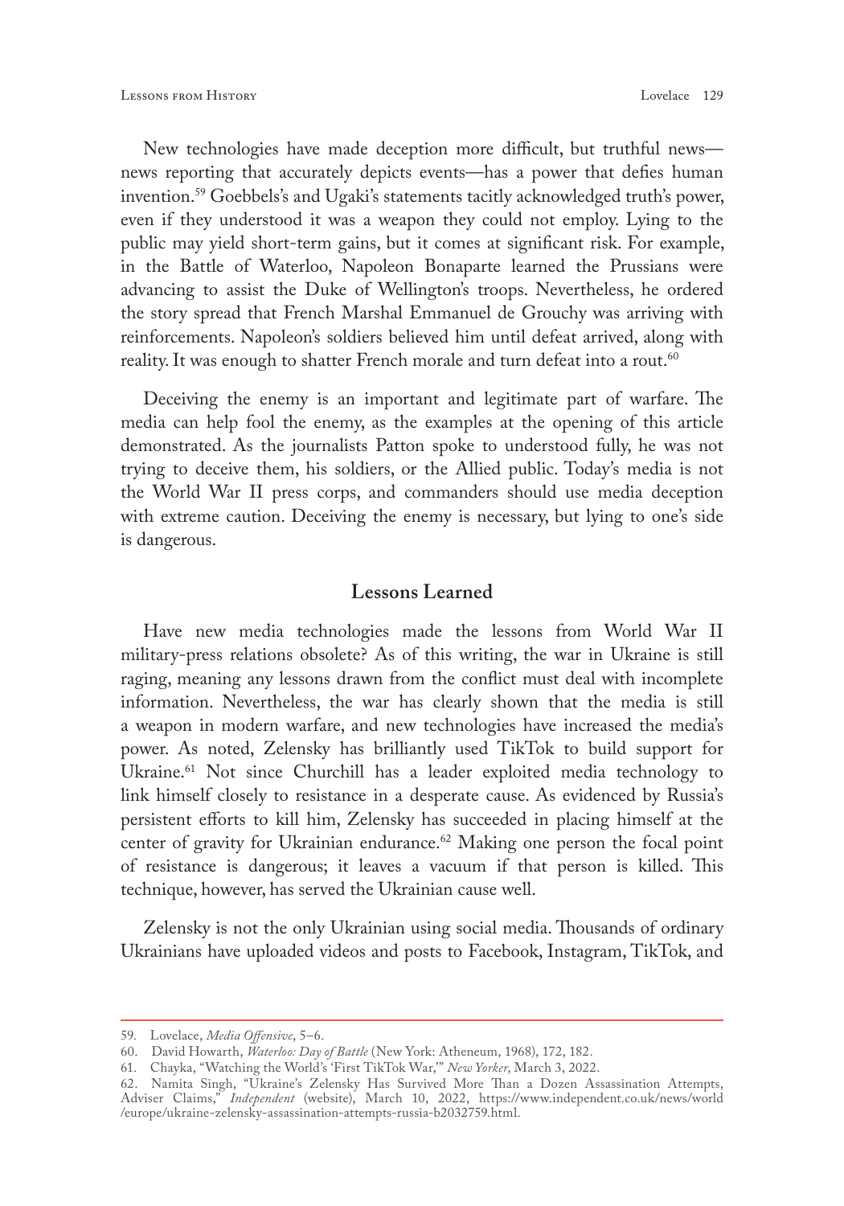New technologies have made deception more difficult, but truthful news—news reporting that accurately depicts events—has a power that defies human invention.[59] Goebbels's and Ugaki's statements tacitly acknowledged truth's power, even if they understood it was a weapon they could not employ. Lying to the public may yield short-term gains, but it comes at significant risk. For example, in the Battle of Waterloo, Napoleon Bonaparte learned the Prussians were advancing to assist the Duke of Wellington's troops. Nevertheless, he ordered the story spread that French Marshal Emmanuel de Grouchy was arriving with reinforcements. Napoleon's soldiers believed him until defeat arrived, along with reality. It was enough to shatter French morale and turn defeat into a rout.[60]

Deceiving the enemy is an important and legitimate part of warfare. The media can help fool the enemy, as the examples at the opening of this article demonstrated. As the journalists Patton spoke to understood fully, he was not trying to deceive them, his soldiers, or the Allied public. Today's media is not the World War II press corps, and commanders should use media deception with extreme caution. Deceiving the enemy is necessary, but lying to one's side is dangerous.

## Lessons Learned

Have new media technologies made the lessons from World War II military-press relations obsolete? As of this writing, the war in Ukraine is still raging, meaning any lessons drawn from the conflict must deal with incomplete information. Nevertheless, the war has clearly shown that the media is still a weapon in modern warfare, and new technologies have increased the media's power. As noted, Zelensky has brilliantly used TikTok to build support for Ukraine.[61] Not since Churchill has a leader exploited media technology to link himself closely to resistance in a desperate cause. As evidenced by Russia's persistent efforts to kill him, Zelensky has succeeded in placing himself at the center of gravity for Ukrainian endurance.[62] Making one person the focal point of resistance is dangerous; it leaves a vacuum if that person is killed. This technique, however, has served the Ukrainian cause well.

Zelensky is not the only Ukrainian using social media. Thousands of ordinary Ukrainians have uploaded videos and posts to Facebook, Instagram, TikTok, and

---

59. Lovelace, *Media Offensive*, 5–6.

60. David Howarth, *Waterloo: Day of Battle* (New York: Atheneum, 1968), 172, 182.

61. Chayka, "Watching the World's 'First TikTok War,'" *New Yorker*, March 3, 2022.

62. Namita Singh, "Ukraine's Zelensky Has Survived More Than a Dozen Assassination Attempts, Adviser Claims," *Independent* (website), March 10, 2022, https://www.independent.co.uk/news/world/europe/ukraine-zelensky-assassination-attempts-russia-b2032759.html.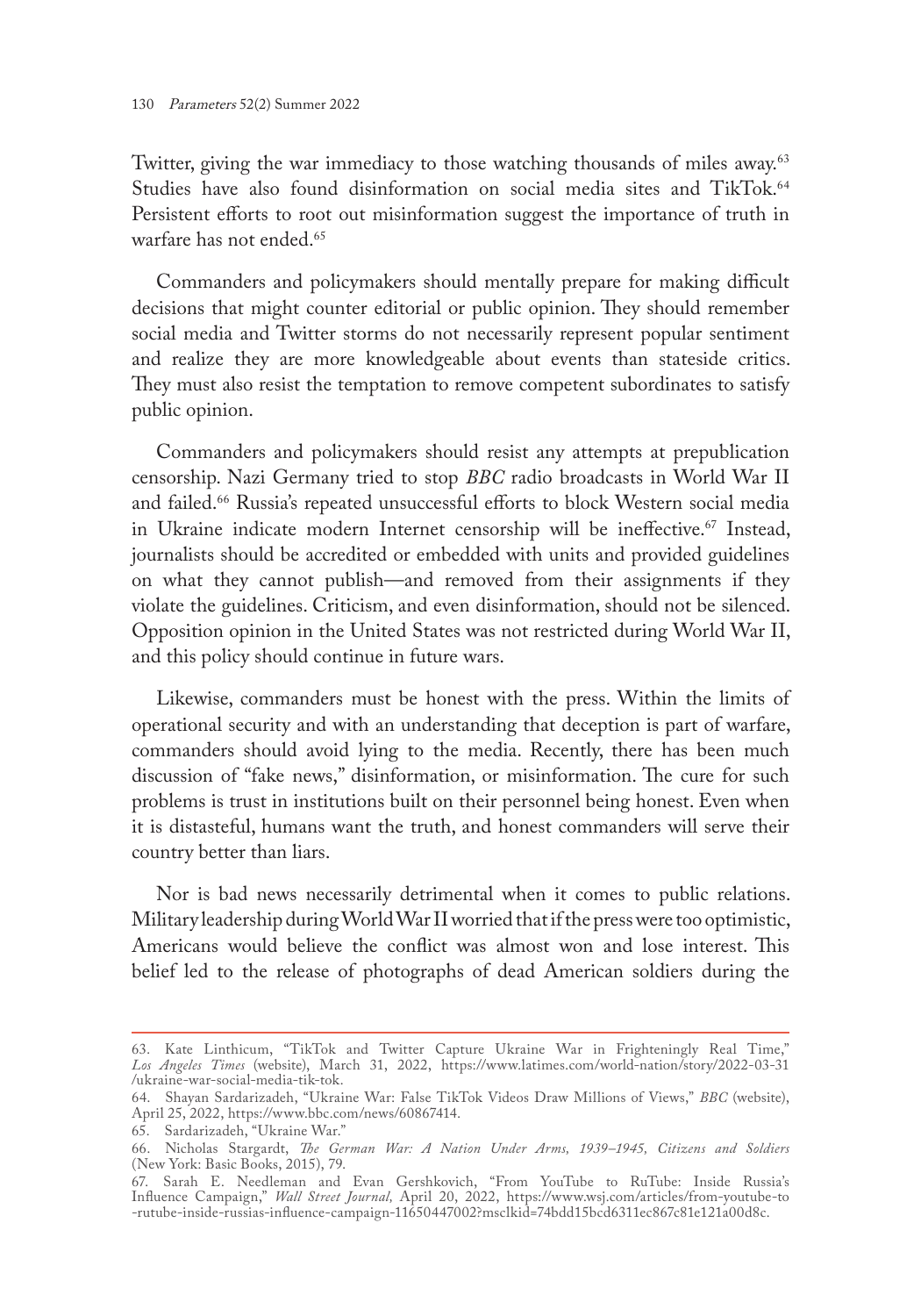Twitter, giving the war immediacy to those watching thousands of miles away.[63] Studies have also found disinformation on social media sites and TikTok.[64] Persistent efforts to root out misinformation suggest the importance of truth in warfare has not ended.[65]

Commanders and policymakers should mentally prepare for making difficult decisions that might counter editorial or public opinion. They should remember social media and Twitter storms do not necessarily represent popular sentiment and realize they are more knowledgeable about events than stateside critics. They must also resist the temptation to remove competent subordinates to satisfy public opinion.

Commanders and policymakers should resist any attempts at prepublication censorship. Nazi Germany tried to stop *BBC* radio broadcasts in World War II and failed.[66] Russia's repeated unsuccessful efforts to block Western social media in Ukraine indicate modern Internet censorship will be ineffective.[67] Instead, journalists should be accredited or embedded with units and provided guidelines on what they cannot publish—and removed from their assignments if they violate the guidelines. Criticism, and even disinformation, should not be silenced. Opposition opinion in the United States was not restricted during World War II, and this policy should continue in future wars.

Likewise, commanders must be honest with the press. Within the limits of operational security and with an understanding that deception is part of warfare, commanders should avoid lying to the media. Recently, there has been much discussion of "fake news," disinformation, or misinformation. The cure for such problems is trust in institutions built on their personnel being honest. Even when it is distasteful, humans want the truth, and honest commanders will serve their country better than liars.

Nor is bad news necessarily detrimental when it comes to public relations. Military leadership during World War II worried that if the press were too optimistic, Americans would believe the conflict was almost won and lose interest. This belief led to the release of photographs of dead American soldiers during the

---

63. Kate Linthicum, "TikTok and Twitter Capture Ukraine War in Frighteningly Real Time," *Los Angeles Times* (website), March 31, 2022, https://www.latimes.com/world-nation/story/2022-03-31/ukraine-war-social-media-tik-tok.

64. Shayan Sardarizadeh, "Ukraine War: False TikTok Videos Draw Millions of Views," *BBC* (website), April 25, 2022, https://www.bbc.com/news/60867414.

65. Sardarizadeh, "Ukraine War."

66. Nicholas Stargardt, *The German War: A Nation Under Arms, 1939–1945, Citizens and Soldiers* (New York: Basic Books, 2015), 79.

67. Sarah E. Needleman and Evan Gershkovich, "From YouTube to RuTube: Inside Russia's Influence Campaign," *Wall Street Journal,* April 20, 2022, https://www.wsj.com/articles/from-youtube-to-rutube-inside-russias-influence-campaign-11650447002?msclkid=74bdd15bcd6311ec867c81e121a00d8c.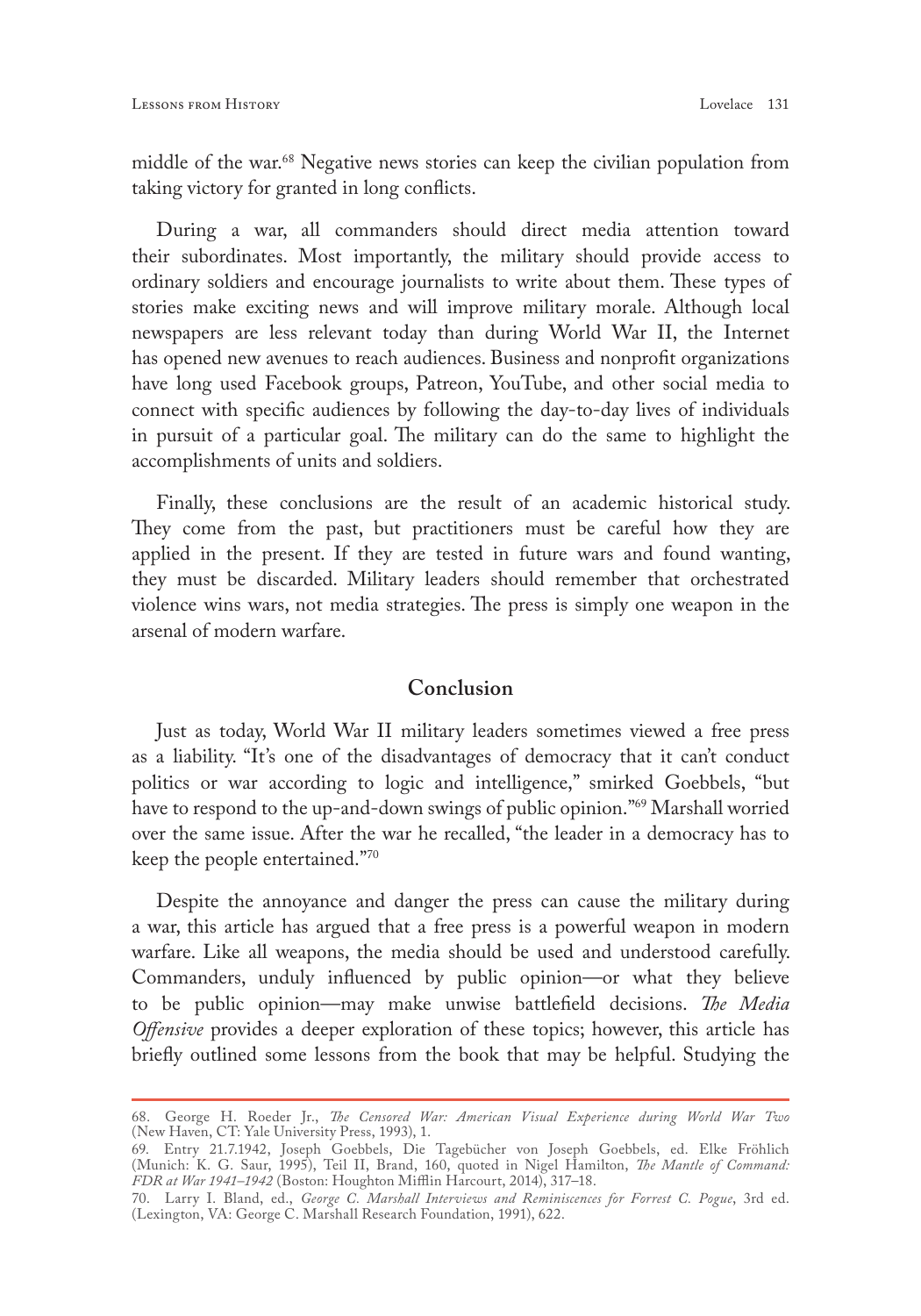middle of the war.[68] Negative news stories can keep the civilian population from taking victory for granted in long conflicts.

During a war, all commanders should direct media attention toward their subordinates. Most importantly, the military should provide access to ordinary soldiers and encourage journalists to write about them. These types of stories make exciting news and will improve military morale. Although local newspapers are less relevant today than during World War II, the Internet has opened new avenues to reach audiences. Business and nonprofit organizations have long used Facebook groups, Patreon, YouTube, and other social media to connect with specific audiences by following the day-to-day lives of individuals in pursuit of a particular goal. The military can do the same to highlight the accomplishments of units and soldiers.

Finally, these conclusions are the result of an academic historical study. They come from the past, but practitioners must be careful how they are applied in the present. If they are tested in future wars and found wanting, they must be discarded. Military leaders should remember that orchestrated violence wins wars, not media strategies. The press is simply one weapon in the arsenal of modern warfare.

## Conclusion

Just as today, World War II military leaders sometimes viewed a free press as a liability. "It's one of the disadvantages of democracy that it can't conduct politics or war according to logic and intelligence," smirked Goebbels, "but have to respond to the up-and-down swings of public opinion."[69] Marshall worried over the same issue. After the war he recalled, "the leader in a democracy has to keep the people entertained."[70]

Despite the annoyance and danger the press can cause the military during a war, this article has argued that a free press is a powerful weapon in modern warfare. Like all weapons, the media should be used and understood carefully. Commanders, unduly influenced by public opinion—or what they believe to be public opinion—may make unwise battlefield decisions. *The Media Offensive* provides a deeper exploration of these topics; however, this article has briefly outlined some lessons from the book that may be helpful. Studying the

---

68. George H. Roeder Jr., *The Censored War: American Visual Experience during World War Two* (New Haven, CT: Yale University Press, 1993), 1.

69. Entry 21.7.1942, Joseph Goebbels, Die Tagebücher von Joseph Goebbels, ed. Elke Fröhlich (Munich: K. G. Saur, 1995), Teil II, Brand, 160, quoted in Nigel Hamilton, *The Mantle of Command: FDR at War 1941–1942* (Boston: Houghton Mifflin Harcourt, 2014), 317–18.

70. Larry I. Bland, ed., *George C. Marshall Interviews and Reminiscences for Forrest C. Pogue*, 3rd ed. (Lexington, VA: George C. Marshall Research Foundation, 1991), 622.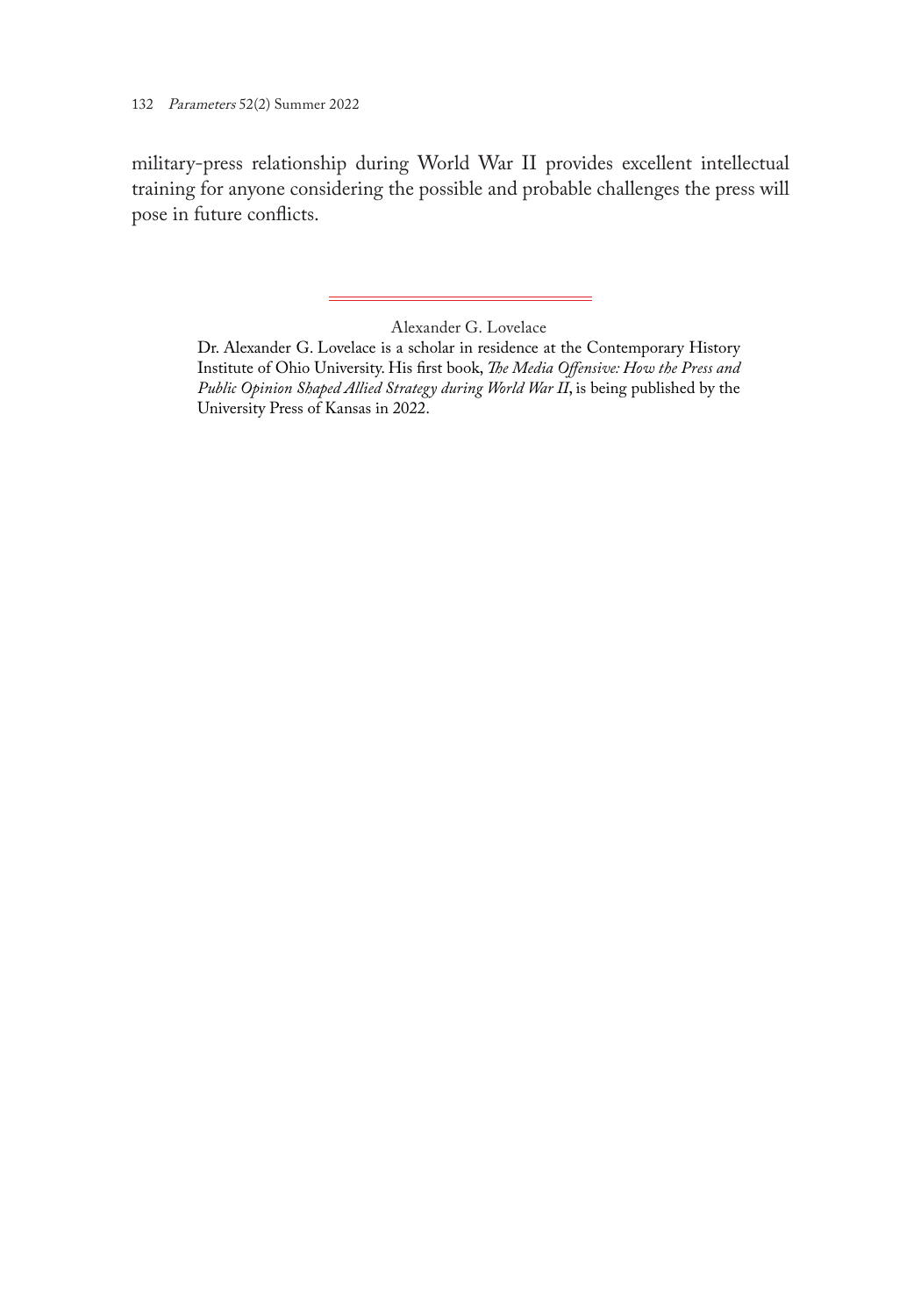military-press relationship during World War II provides excellent intellectual training for anyone considering the possible and probable challenges the press will pose in future conflicts.

---

Alexander G. Lovelace

Dr. Alexander G. Lovelace is a scholar in residence at the Contemporary History Institute of Ohio University. His first book, *The Media Offensive: How the Press and Public Opinion Shaped Allied Strategy during World War II*, is being published by the University Press of Kansas in 2022.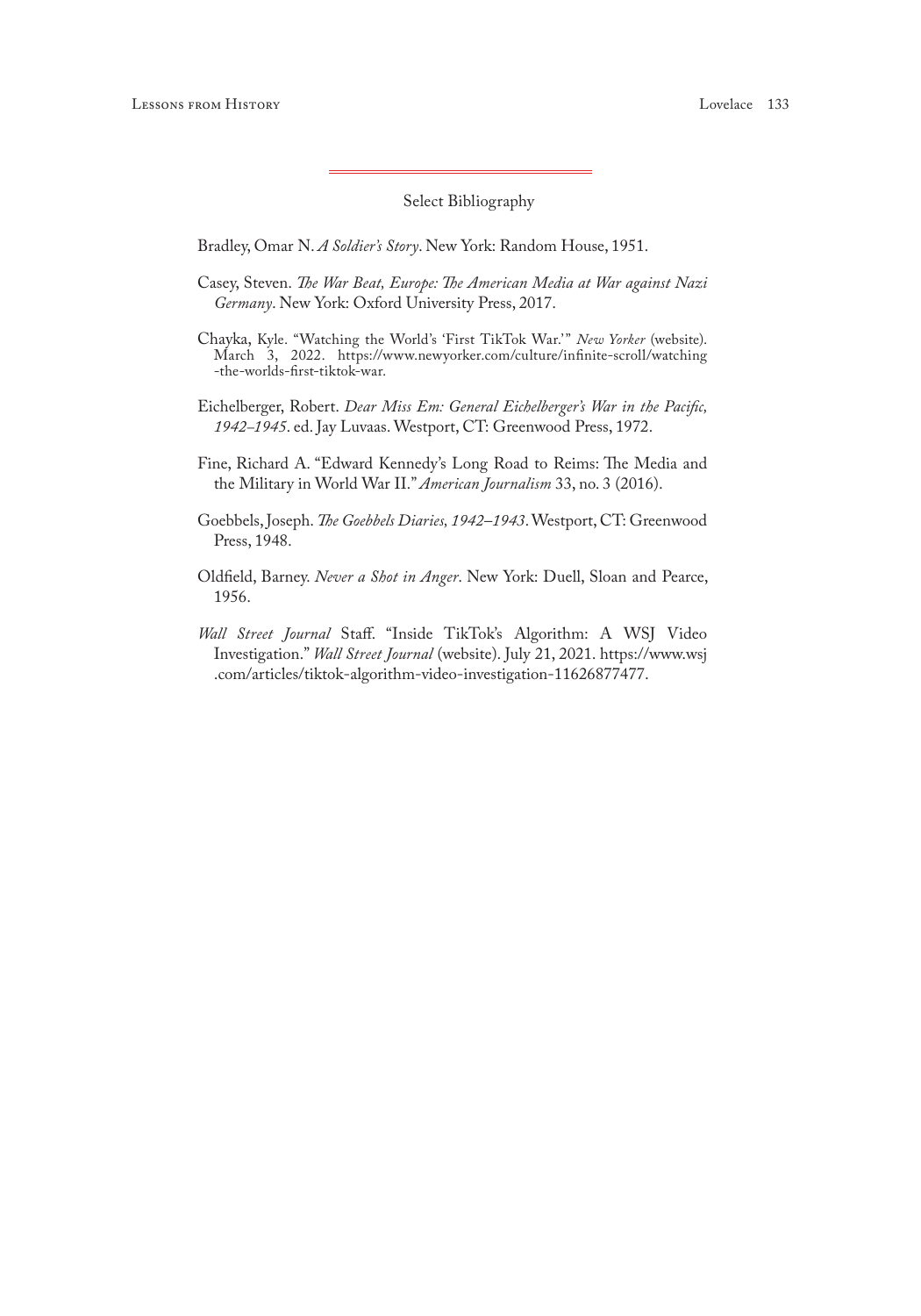## Select Bibliography

Bradley, Omar N. *A Soldier's Story*. New York: Random House, 1951.

Casey, Steven. *The War Beat, Europe: The American Media at War against Nazi Germany*. New York: Oxford University Press, 2017.

Chayka, Kyle. "Watching the World's 'First TikTok War.'" *New Yorker* (website). March 3, 2022. https://www.newyorker.com/culture/infinite-scroll/watching-the-worlds-first-tiktok-war.

Eichelberger, Robert. *Dear Miss Em: General Eichelberger's War in the Pacific, 1942–1945*. ed. Jay Luvaas. Westport, CT: Greenwood Press, 1972.

Fine, Richard A. "Edward Kennedy's Long Road to Reims: The Media and the Military in World War II." *American Journalism* 33, no. 3 (2016).

Goebbels, Joseph. *The Goebbels Diaries, 1942–1943*. Westport, CT: Greenwood Press, 1948.

Oldfield, Barney. *Never a Shot in Anger*. New York: Duell, Sloan and Pearce, 1956.

*Wall Street Journal* Staff. "Inside TikTok's Algorithm: A WSJ Video Investigation." *Wall Street Journal* (website). July 21, 2021. https://www.wsj.com/articles/tiktok-algorithm-video-investigation-11626877477.